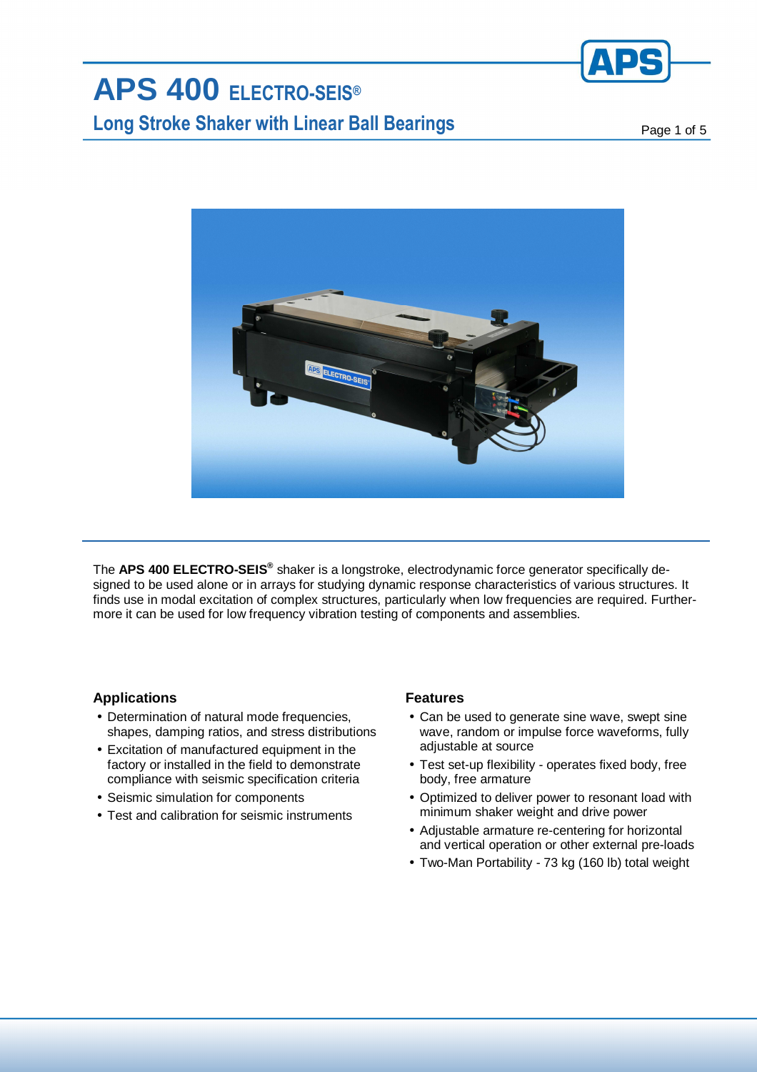# APS 400 ELECTRO-SEIS®

## Long Stroke Shaker with Linear Ball Bearings

The **APS 400 ELECTRO-SEIS®** shaker is a longstroke, electrodynamic force generator specifically designed to be used alone or in arrays for studying dynamic response characteristics of various structures. It finds use in modal excitation of complex structures, particularly when low frequencies are required. Furthermore it can be used for low frequency vibration testing of components and assemblies.

### Applications

- Determination of natural mode frequencies, shapes, damping ratios, and stress distributions
- Excitation of manufactured equipment in the factory or installed in the field to demonstrate compliance with seismic specification criteria
- Seismic simulation for components
- Test and calibration for seismic instruments

### Features

- Can be used to generate sine wave, swept sine wave, random or impulse force waveforms, fully adjustable at source
- Test set-up flexibility - operates fixed body, free body, free armature
- Optimized to deliver power to resonant load with minimum shaker weight and drive power
- Adjustable armature re-centering for horizontal and vertical operation or other external pre-loads
- Two-Man Portability - 73 kg (160 lb) total weight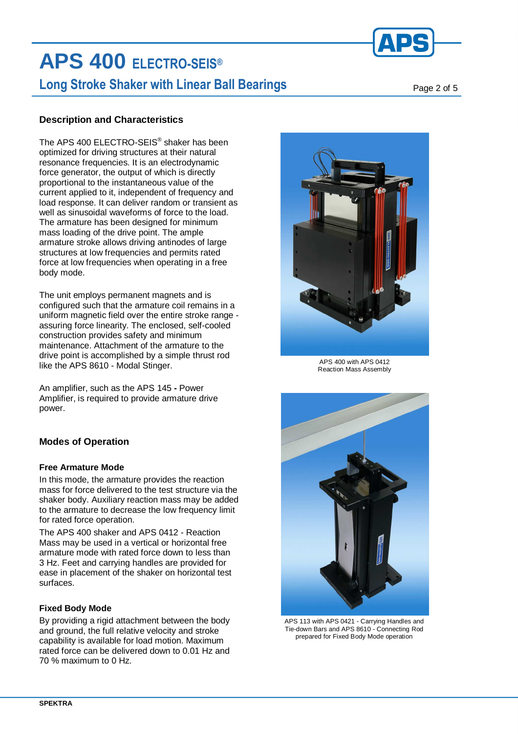# APS 400 ELECTRO-SEIS®

## Long Stroke Shaker with Linear Ball Bearings

### Description and Characteristics

The APS 400 ELECTRO-SEIS® shaker has been optimized for driving structures at their natural resonance frequencies. It is an electrodynamic force generator, the output of which is directly proportional to the instantaneous value of the current applied to it, independent of frequency and load response. It can deliver random or transient as well as sinusoidal waveforms of force to the load. The armature has been designed for minimum mass loading of the drive point. The ample armature stroke allows driving antinodes of large structures at low frequencies and permits rated force at low frequencies when operating in a free body mode.

The unit employs permanent magnets and is configured such that the armature coil remains in a uniform magnetic field over the entire stroke range - assuring force linearity. The enclosed, self-cooled construction provides safety and minimum maintenance. Attachment of the armature to the drive point is accomplished by a simple thrust rod like the APS 8610 - Modal Stinger.

An amplifier, such as the APS 145 **-** Power Amplifier, is required to provide armature drive power.

APS 400 with APS 0412 Reaction Mass Assembly

### Modes of Operation

#### Free Armature Mode

In this mode, the armature provides the reaction mass for force delivered to the test structure via the shaker body. Auxiliary reaction mass may be added to the armature to decrease the low frequency limit for rated force operation.

The APS 400 shaker and APS 0412 - Reaction Mass may be used in a vertical or horizontal free armature mode with rated force down to less than 3 Hz. Feet and carrying handles are provided for ease in placement of the shaker on horizontal test surfaces.

#### Fixed Body Mode

By providing a rigid attachment between the body and ground, the full relative velocity and stroke capability is available for load motion. Maximum rated force can be delivered down to 0.01 Hz and 70 % maximum to 0 Hz.

APS 113 with APS 0421 - Carrying Handles and Tie-down Bars and APS 8610 - Connecting Rod prepared for Fixed Body Mode operation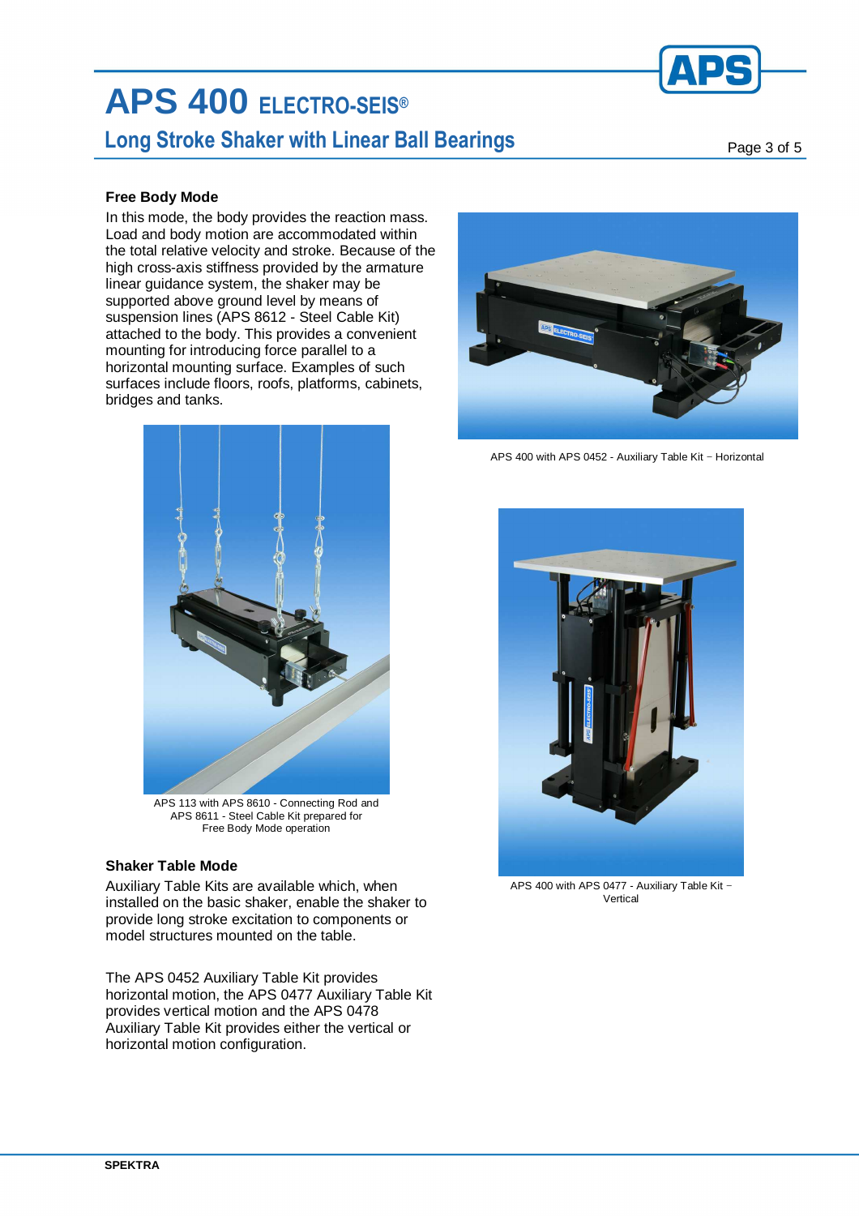### Free Body Mode

In this mode, the body provides the reaction mass. Load and body motion are accommodated within the total relative velocity and stroke. Because of the high cross-axis stiffness provided by the armature linear guidance system, the shaker may be supported above ground level by means of suspension lines (APS 8612 - Steel Cable Kit) attached to the body. This provides a convenient mounting for introducing force parallel to a horizontal mounting surface. Examples of such surfaces include floors, roofs, platforms, cabinets, bridges and tanks.

APS 400 with APS 0452 - Auxiliary Table Kit – Horizontal

APS 113 with APS 8610 - Connecting Rod and APS 8611 - Steel Cable Kit prepared for Free Body Mode operation

APS 400 with APS 0477 - Auxiliary Table Kit – Vertical

### Shaker Table Mode

Auxiliary Table Kits are available which, when installed on the basic shaker, enable the shaker to provide long stroke excitation to components or model structures mounted on the table.

The APS 0452 Auxiliary Table Kit provides horizontal motion, the APS 0477 Auxiliary Table Kit provides vertical motion and the APS 0478 Auxiliary Table Kit provides either the vertical or horizontal motion configuration.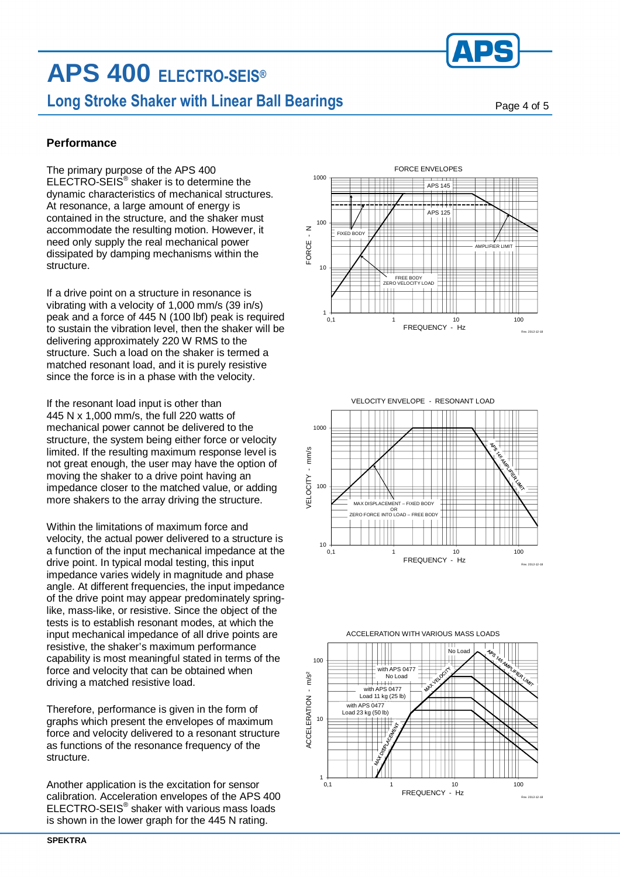## Performance

The primary purpose of the APS 400 ELECTRO-SEIS® shaker is to determine the dynamic characteristics of mechanical structures. At resonance, a large amount of energy is contained in the structure, and the shaker must accommodate the resulting motion. However, it need only supply the real mechanical power dissipated by damping mechanisms within the structure.

If a drive point on a structure in resonance is vibrating with a velocity of 1,000 mm/s (39 in/s) peak and a force of 445 N (100 lbf) peak is required to sustain the vibration level, then the shaker will be delivering approximately 220 W RMS to the structure. Such a load on the shaker is termed a matched resonant load, and it is purely resistive since the force is in a phase with the velocity.

If the resonant load input is other than 445 N x 1,000 mm/s, the full 220 watts of mechanical power cannot be delivered to the structure, the system being either force or velocity limited. If the resulting maximum response level is not great enough, the user may have the option of moving the shaker to a drive point having an impedance closer to the matched value, or adding more shakers to the array driving the structure.

Within the limitations of maximum force and velocity, the actual power delivered to a structure is a function of the input mechanical impedance at the drive point. In typical modal testing, this input impedance varies widely in magnitude and phase angle. At different frequencies, the input impedance of the drive point may appear predominately spring-like, mass-like, or resistive. Since the object of the tests is to establish resonant modes, at which the input mechanical impedance of all drive points are resistive, the shaker's maximum performance capability is most meaningful stated in terms of the force and velocity that can be obtained when driving a matched resistive load.

Therefore, performance is given in the form of graphs which present the envelopes of maximum force and velocity delivered to a resonant structure as functions of the resonance frequency of the structure.

Another application is the excitation for sensor calibration. Acceleration envelopes of the APS 400 ELECTRO-SEIS® shaker with various mass loads is shown in the lower graph for the 445 N rating.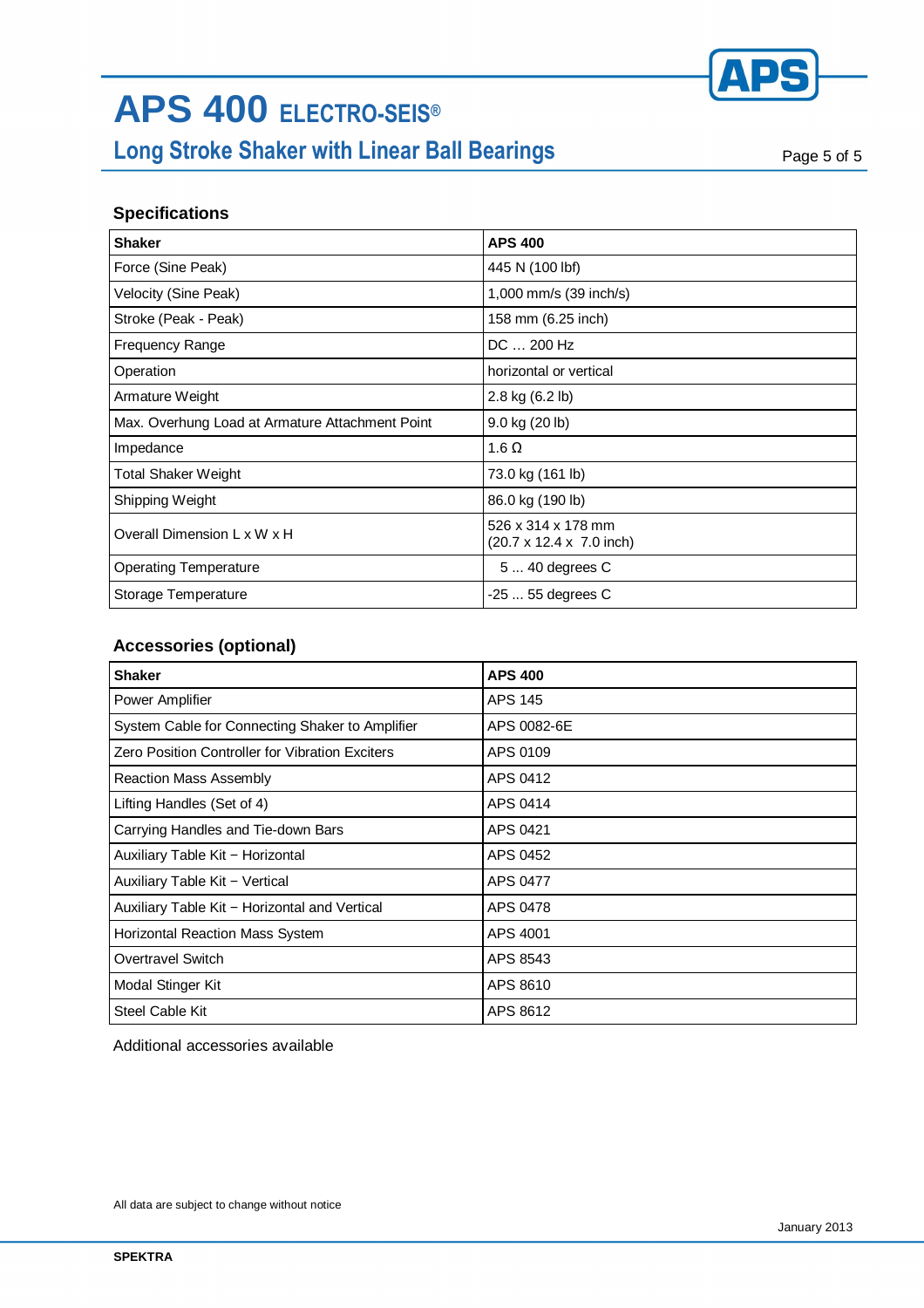## Specifications

| Shaker | APS 400 |
|---|---|
| Force (Sine Peak) | 445 N (100 lbf) |
| Velocity (Sine Peak) | 1,000 mm/s (39 inch/s) |
| Stroke (Peak - Peak) | 158 mm (6.25 inch) |
| Frequency Range | DC … 200 Hz |
| Operation | horizontal or vertical |
| Armature Weight | 2.8 kg (6.2 lb) |
| Max. Overhung Load at Armature Attachment Point | 9.0 kg (20 lb) |
| Impedance | 1.6 Ω |
| Total Shaker Weight | 73.0 kg (161 lb) |
| Shipping Weight | 86.0 kg (190 lb) |
| Overall Dimension L x W x H | 526 x 314 x 178 mm<br>(20.7 x 12.4 x 7.0 inch) |
| Operating Temperature | 5 ... 40 degrees C |
| Storage Temperature | -25 ... 55 degrees C |

## Accessories (optional)

| Shaker | APS 400 |
|---|---|
| Power Amplifier | APS 145 |
| System Cable for Connecting Shaker to Amplifier | APS 0082-6E |
| Zero Position Controller for Vibration Exciters | APS 0109 |
| Reaction Mass Assembly | APS 0412 |
| Lifting Handles (Set of 4) | APS 0414 |
| Carrying Handles and Tie-down Bars | APS 0421 |
| Auxiliary Table Kit − Horizontal | APS 0452 |
| Auxiliary Table Kit − Vertical | APS 0477 |
| Auxiliary Table Kit − Horizontal and Vertical | APS 0478 |
| Horizontal Reaction Mass System | APS 4001 |
| Overtravel Switch | APS 8543 |
| Modal Stinger Kit | APS 8610 |
| Steel Cable Kit | APS 8612 |

Additional accessories available

All data are subject to change without notice

January 2013